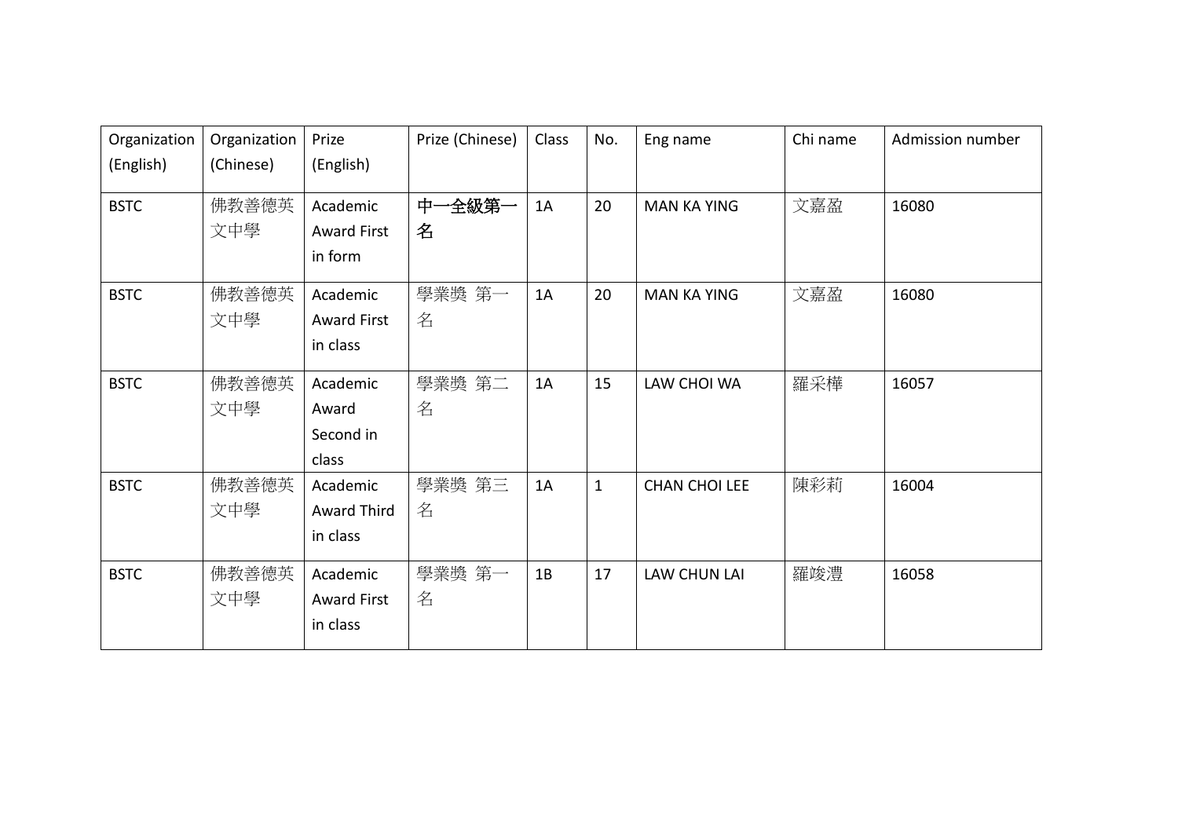| Organization (English) | Organization (Chinese) | Prize (English) | Prize (Chinese) | Class | No. | Eng name | Chi name | Admission number |
|---|---|---|---|---|---|---|---|---|
| BSTC | 佛教善德英文中學 | Academic Award First in form | **中一全級第一名** | 1A | 20 | MAN KA YING | 文嘉盈 | 16080 |
| BSTC | 佛教善德英文中學 | Academic Award First in class | 學業獎 第一名 | 1A | 20 | MAN KA YING | 文嘉盈 | 16080 |
| BSTC | 佛教善德英文中學 | Academic Award Second in class | 學業獎 第二名 | 1A | 15 | LAW CHOI WA | 羅采樺 | 16057 |
| BSTC | 佛教善德英文中學 | Academic Award Third in class | 學業獎 第三名 | 1A | 1 | CHAN CHOI LEE | 陳彩莉 | 16004 |
| BSTC | 佛教善德英文中學 | Academic Award First in class | 學業獎 第一名 | 1B | 17 | LAW CHUN LAI | 羅竣澧 | 16058 |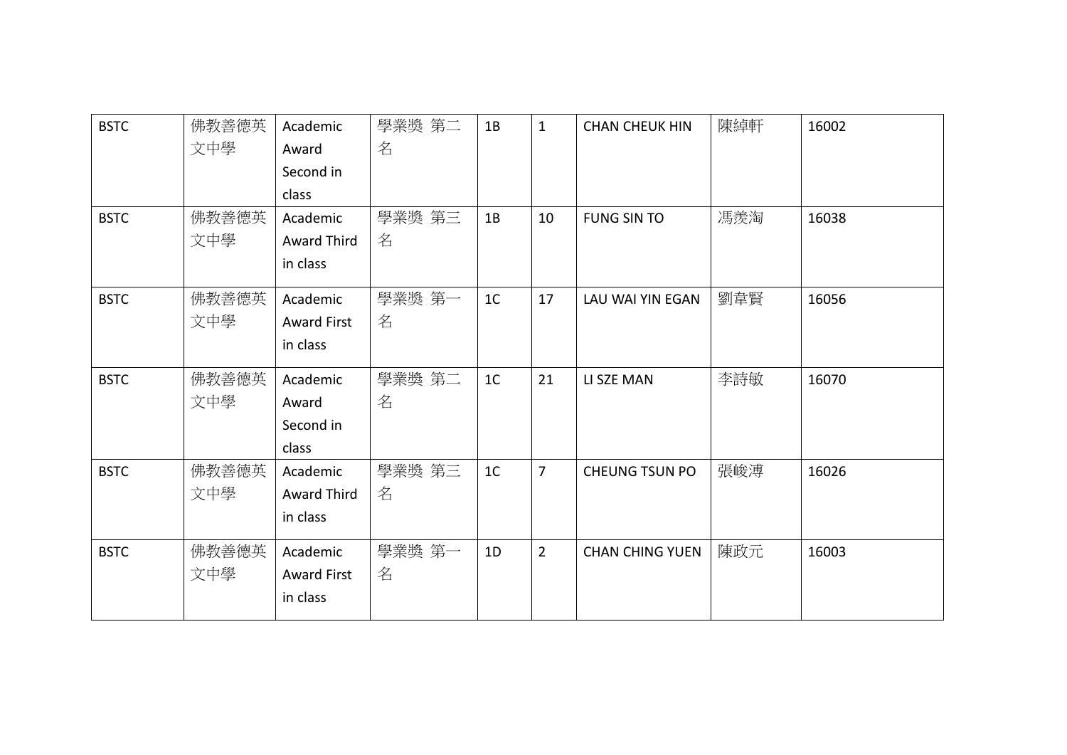| BSTC | 佛教善德英文中學 | Academic Award Second in class | 學業獎 第二名 | 1B | 1 | CHAN CHEUK HIN | 陳綽軒 | 16002 |
|---|---|---|---|---|---|---|---|---|
| BSTC | 佛教善德英文中學 | Academic Award Third in class | 學業獎 第三名 | 1B | 10 | FUNG SIN TO | 馮羨淘 | 16038 |
| BSTC | 佛教善德英文中學 | Academic Award First in class | 學業獎 第一名 | 1C | 17 | LAU WAI YIN EGAN | 劉韋賢 | 16056 |
| BSTC | 佛教善德英文中學 | Academic Award Second in class | 學業獎 第二名 | 1C | 21 | LI SZE MAN | 李詩敏 | 16070 |
| BSTC | 佛教善德英文中學 | Academic Award Third in class | 學業獎 第三名 | 1C | 7 | CHEUNG TSUN PO | 張峻溥 | 16026 |
| BSTC | 佛教善德英文中學 | Academic Award First in class | 學業獎 第一名 | 1D | 2 | CHAN CHING YUEN | 陳政元 | 16003 |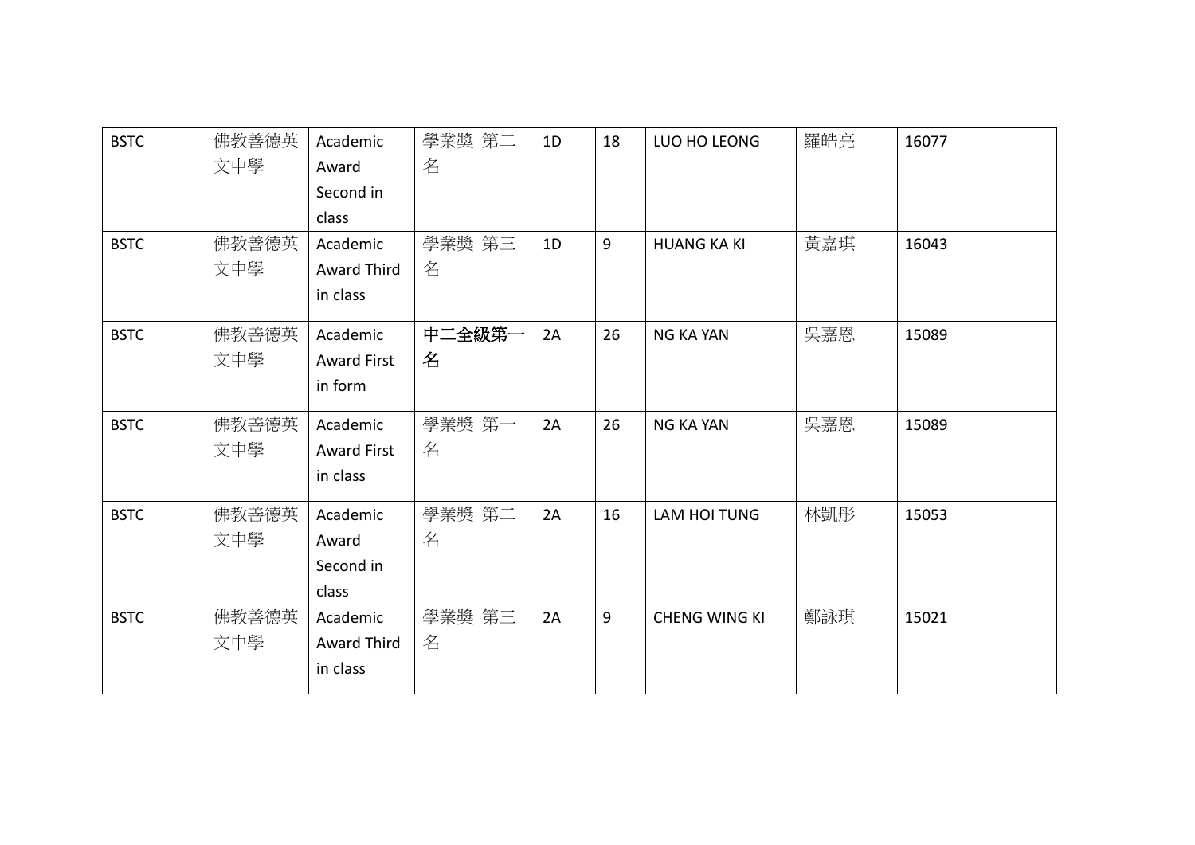| BSTC | 佛教善德英文中學 | Academic Award Second in class | 學業獎 第二名 | 1D | 18 | LUO HO LEONG | 羅皓亮 | 16077 |
|---|---|---|---|---|---|---|---|---|
| BSTC | 佛教善德英文中學 | Academic Award Third in class | 學業獎 第三名 | 1D | 9 | HUANG KA KI | 黃嘉琪 | 16043 |
| BSTC | 佛教善德英文中學 | Academic Award First in form | **中二全級第一名** | 2A | 26 | NG KA YAN | 吳嘉恩 | 15089 |
| BSTC | 佛教善德英文中學 | Academic Award First in class | 學業獎 第一名 | 2A | 26 | NG KA YAN | 吳嘉恩 | 15089 |
| BSTC | 佛教善德英文中學 | Academic Award Second in class | 學業獎 第二名 | 2A | 16 | LAM HOI TUNG | 林凱彤 | 15053 |
| BSTC | 佛教善德英文中學 | Academic Award Third in class | 學業獎 第三名 | 2A | 9 | CHENG WING KI | 鄭詠琪 | 15021 |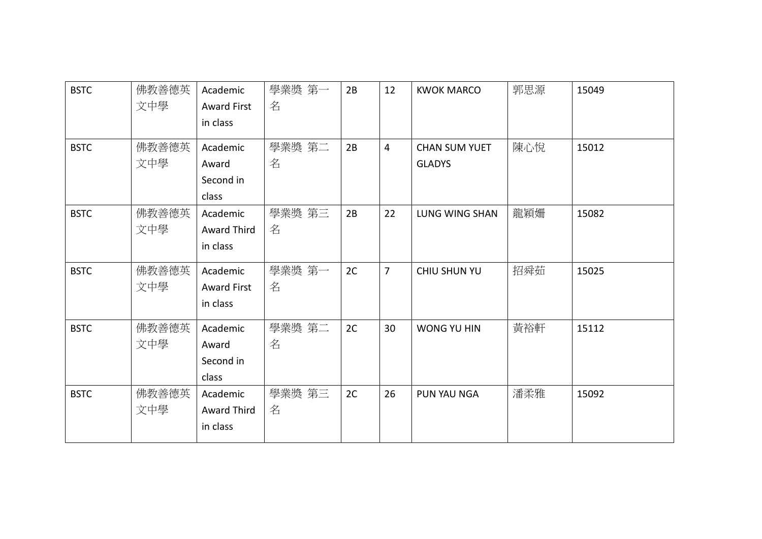| BSTC | 佛教善德英文中學 | Academic Award First in class | 學業獎 第一名 | 2B | 12 | KWOK MARCO | 郭思源 | 15049 |
|---|---|---|---|---|---|---|---|---|
| BSTC | 佛教善德英文中學 | Academic Award Second in class | 學業獎 第二名 | 2B | 4 | CHAN SUM YUET GLADYS | 陳心悅 | 15012 |
| BSTC | 佛教善德英文中學 | Academic Award Third in class | 學業獎 第三名 | 2B | 22 | LUNG WING SHAN | 龍穎姍 | 15082 |
| BSTC | 佛教善德英文中學 | Academic Award First in class | 學業獎 第一名 | 2C | 7 | CHIU SHUN YU | 招舜茹 | 15025 |
| BSTC | 佛教善德英文中學 | Academic Award Second in class | 學業獎 第二名 | 2C | 30 | WONG YU HIN | 黃裕軒 | 15112 |
| BSTC | 佛教善德英文中學 | Academic Award Third in class | 學業獎 第三名 | 2C | 26 | PUN YAU NGA | 潘柔雅 | 15092 |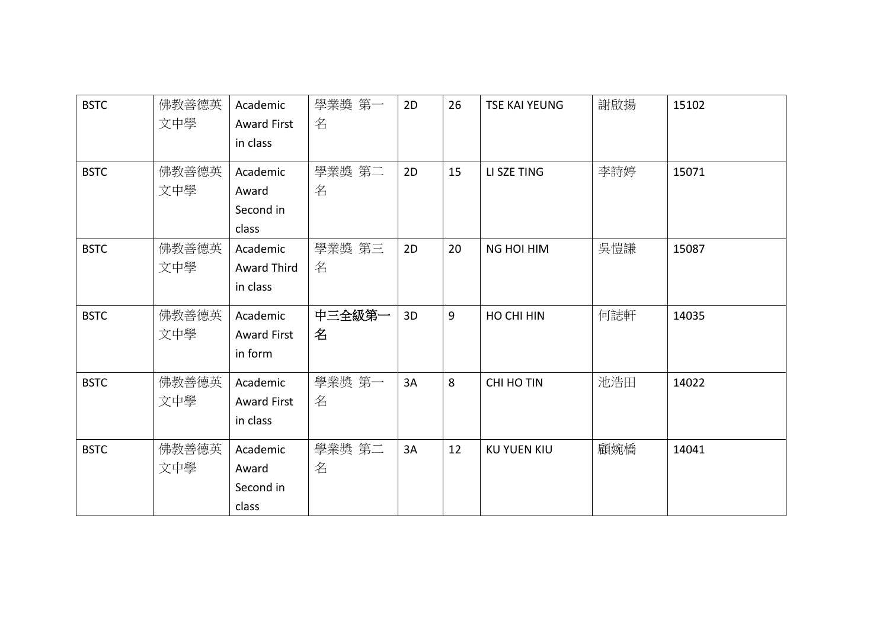| BSTC | 佛教善德英文中學 | Academic Award First in class | 學業獎 第一名 | 2D | 26 | TSE KAI YEUNG | 謝啟揚 | 15102 |
|---|---|---|---|---|---|---|---|---|
| BSTC | 佛教善德英文中學 | Academic Award Second in class | 學業獎 第二名 | 2D | 15 | LI SZE TING | 李詩婷 | 15071 |
| BSTC | 佛教善德英文中學 | Academic Award Third in class | 學業獎 第三名 | 2D | 20 | NG HOI HIM | 吳愷謙 | 15087 |
| BSTC | 佛教善德英文中學 | Academic Award First in form | **中三全級第一名** | 3D | 9 | HO CHI HIN | 何誌軒 | 14035 |
| BSTC | 佛教善德英文中學 | Academic Award First in class | 學業獎 第一名 | 3A | 8 | CHI HO TIN | 池浩田 | 14022 |
| BSTC | 佛教善德英文中學 | Academic Award Second in class | 學業獎 第二名 | 3A | 12 | KU YUEN KIU | 顧婉橋 | 14041 |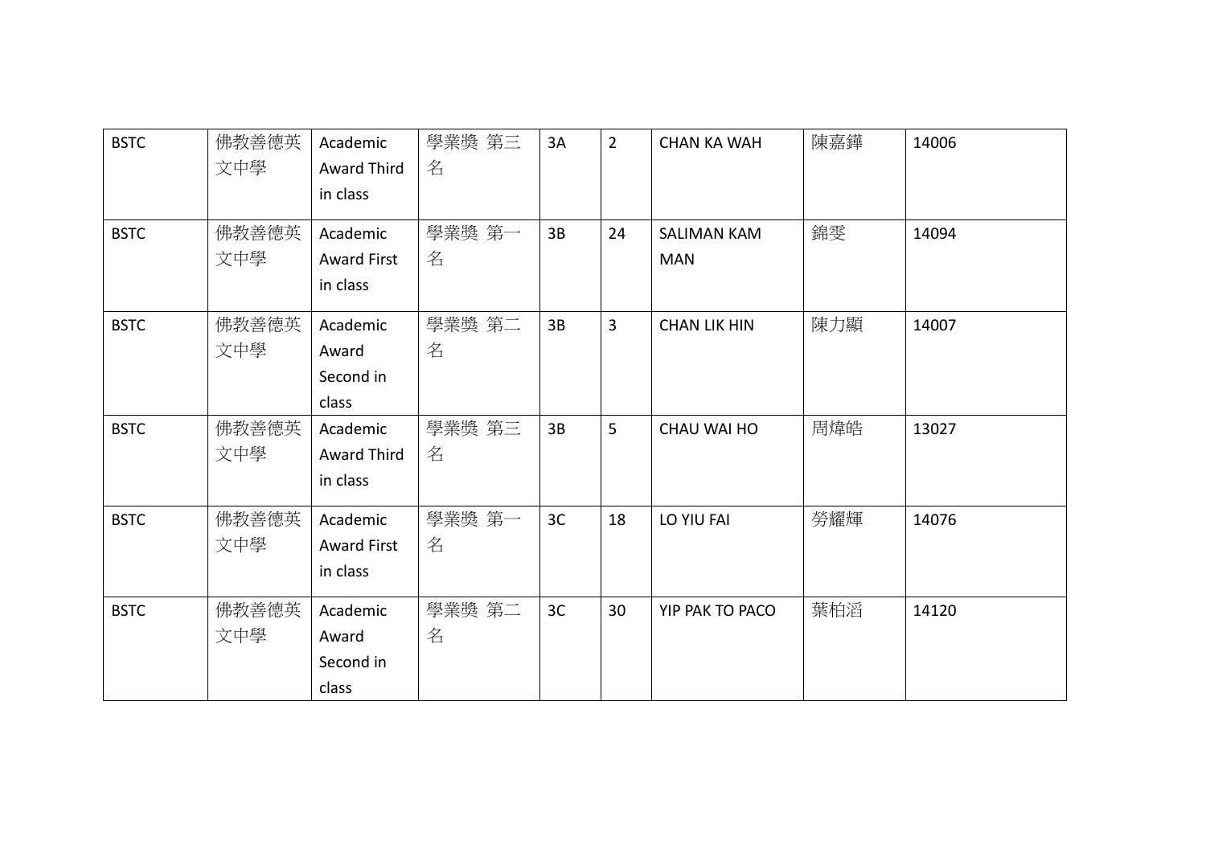| BSTC | 佛教善德英文中學 | Academic Award Third in class | 學業獎 第三名 | 3A | 2 | CHAN KA WAH | 陳嘉鏵 | 14006 |
|---|---|---|---|---|---|---|---|---|
| BSTC | 佛教善德英文中學 | Academic Award First in class | 學業獎 第一名 | 3B | 24 | SALIMAN KAM MAN | 錦雯 | 14094 |
| BSTC | 佛教善德英文中學 | Academic Award Second in class | 學業獎 第二名 | 3B | 3 | CHAN LIK HIN | 陳力顯 | 14007 |
| BSTC | 佛教善德英文中學 | Academic Award Third in class | 學業獎 第三名 | 3B | 5 | CHAU WAI HO | 周煒皓 | 13027 |
| BSTC | 佛教善德英文中學 | Academic Award First in class | 學業獎 第一名 | 3C | 18 | LO YIU FAI | 勞耀輝 | 14076 |
| BSTC | 佛教善德英文中學 | Academic Award Second in class | 學業獎 第二名 | 3C | 30 | YIP PAK TO PACO | 葉柏滔 | 14120 |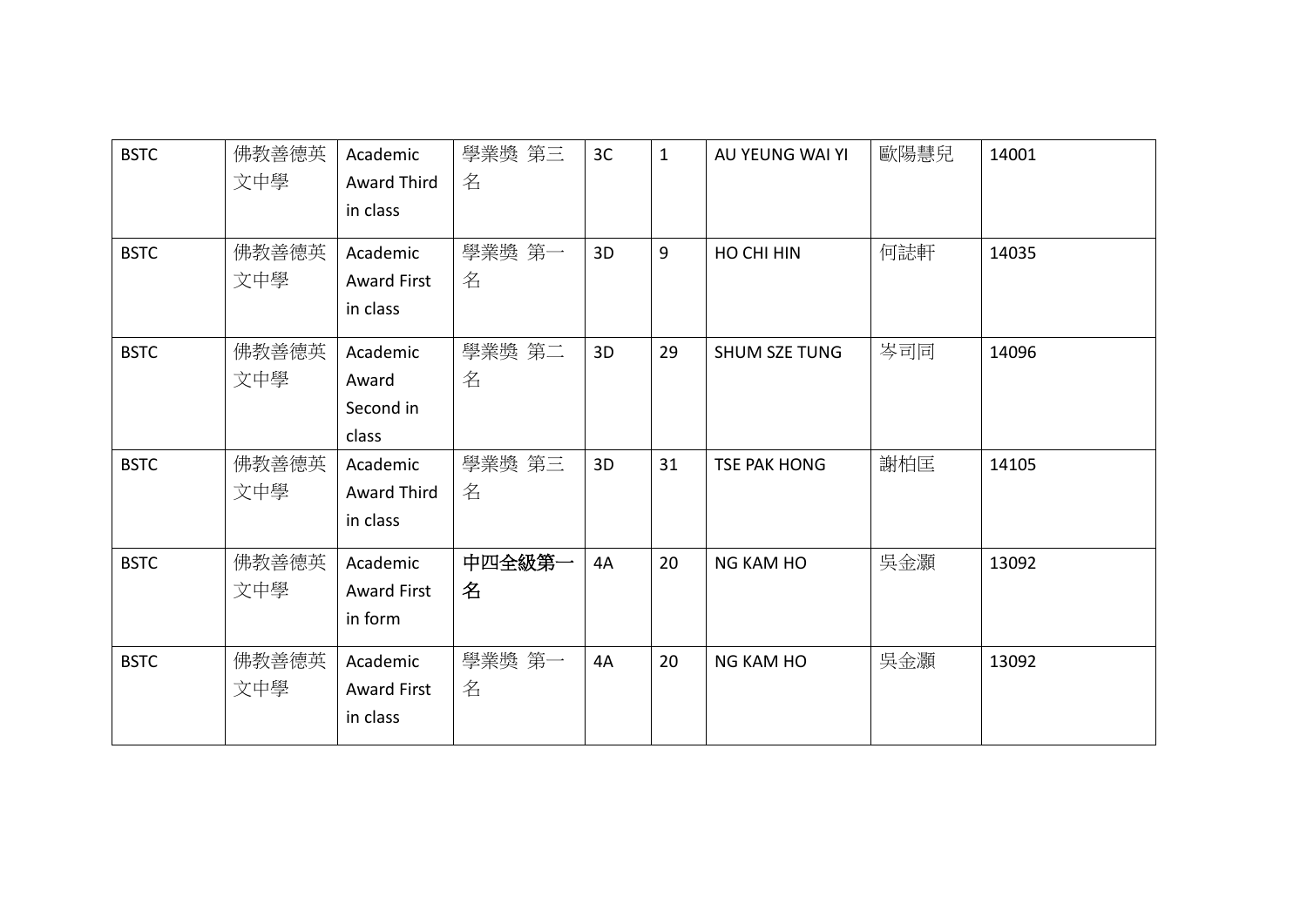| BSTC | 佛教善德英文中學 | Academic Award Third in class | 學業獎 第三名 | 3C | 1 | AU YEUNG WAI YI | 歐陽慧兒 | 14001 |
|---|---|---|---|---|---|---|---|---|
| BSTC | 佛教善德英文中學 | Academic Award First in class | 學業獎 第一名 | 3D | 9 | HO CHI HIN | 何誌軒 | 14035 |
| BSTC | 佛教善德英文中學 | Academic Award Second in class | 學業獎 第二名 | 3D | 29 | SHUM SZE TUNG | 岑司同 | 14096 |
| BSTC | 佛教善德英文中學 | Academic Award Third in class | 學業獎 第三名 | 3D | 31 | TSE PAK HONG | 謝柏匡 | 14105 |
| BSTC | 佛教善德英文中學 | Academic Award First in form | **中四全級第一名** | 4A | 20 | NG KAM HO | 吳金灝 | 13092 |
| BSTC | 佛教善德英文中學 | Academic Award First in class | 學業獎 第一名 | 4A | 20 | NG KAM HO | 吳金灝 | 13092 |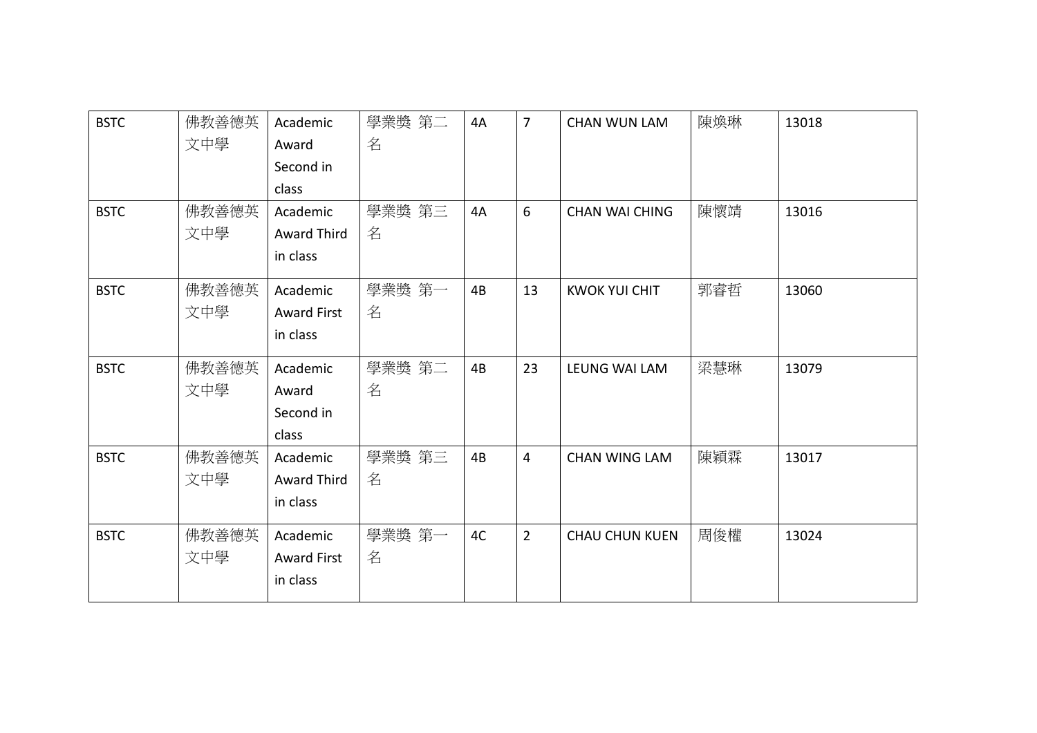| BSTC | 佛教善德英文中學 | Academic Award Second in class | 學業獎 第二名 | 4A | 7 | CHAN WUN LAM | 陳煥琳 | 13018 |
|---|---|---|---|---|---|---|---|---|
| BSTC | 佛教善德英文中學 | Academic Award Third in class | 學業獎 第三名 | 4A | 6 | CHAN WAI CHING | 陳懷靖 | 13016 |
| BSTC | 佛教善德英文中學 | Academic Award First in class | 學業獎 第一名 | 4B | 13 | KWOK YUI CHIT | 郭睿哲 | 13060 |
| BSTC | 佛教善德英文中學 | Academic Award Second in class | 學業獎 第二名 | 4B | 23 | LEUNG WAI LAM | 梁慧琳 | 13079 |
| BSTC | 佛教善德英文中學 | Academic Award Third in class | 學業獎 第三名 | 4B | 4 | CHAN WING LAM | 陳穎霖 | 13017 |
| BSTC | 佛教善德英文中學 | Academic Award First in class | 學業獎 第一名 | 4C | 2 | CHAU CHUN KUEN | 周俊權 | 13024 |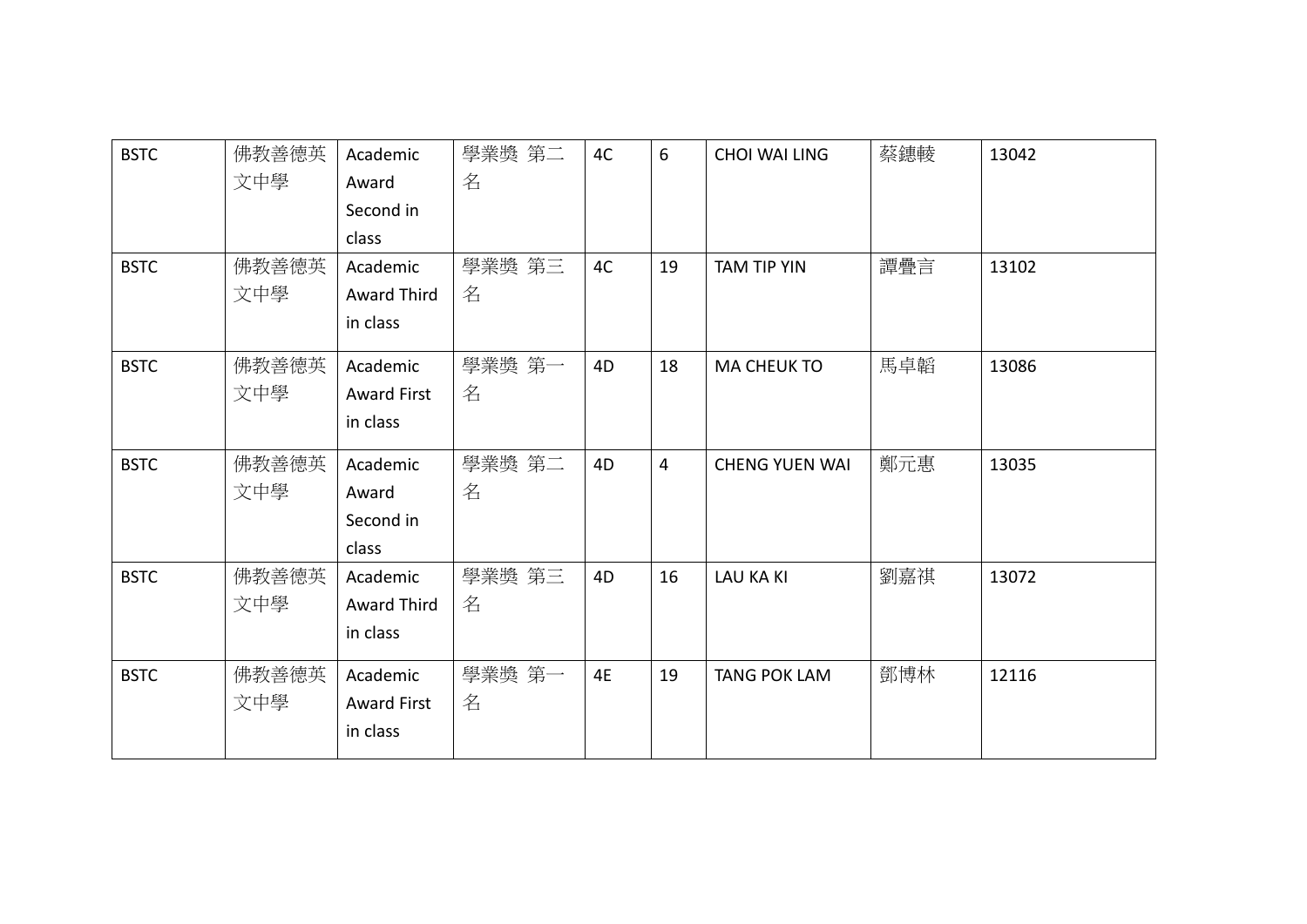| BSTC | 佛教善德英文中學 | Academic Award Second in class | 學業獎 第二名 | 4C | 6 | CHOI WAI LING | 蔡鏸輘 | 13042 |
|---|---|---|---|---|---|---|---|---|
| BSTC | 佛教善德英文中學 | Academic Award Third in class | 學業獎 第三名 | 4C | 19 | TAM TIP YIN | 譚疊言 | 13102 |
| BSTC | 佛教善德英文中學 | Academic Award First in class | 學業獎 第一名 | 4D | 18 | MA CHEUK TO | 馬卓韜 | 13086 |
| BSTC | 佛教善德英文中學 | Academic Award Second in class | 學業獎 第二名 | 4D | 4 | CHENG YUEN WAI | 鄭元惠 | 13035 |
| BSTC | 佛教善德英文中學 | Academic Award Third in class | 學業獎 第三名 | 4D | 16 | LAU KA KI | 劉嘉祺 | 13072 |
| BSTC | 佛教善德英文中學 | Academic Award First in class | 學業獎 第一名 | 4E | 19 | TANG POK LAM | 鄧博林 | 12116 |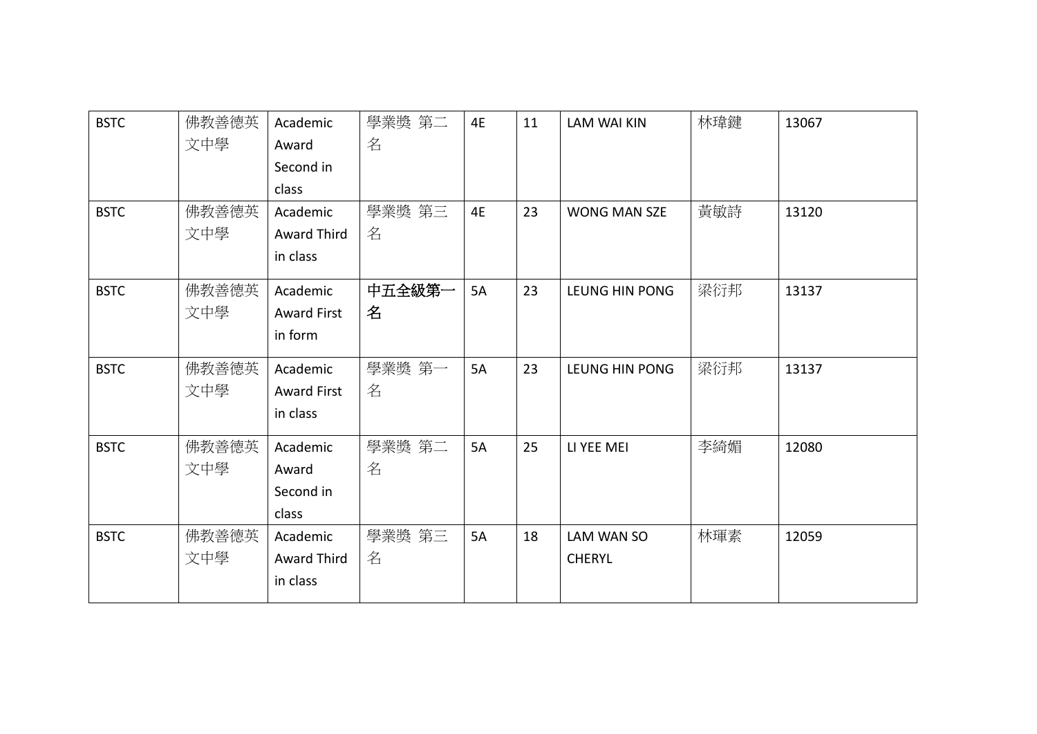| BSTC | 佛教善德英文中學 | Academic Award Second in class | 學業獎 第二名 | 4E | 11 | LAM WAI KIN | 林瑋鍵 | 13067 |
|---|---|---|---|---|---|---|---|---|
| BSTC | 佛教善德英文中學 | Academic Award Third in class | 學業獎 第三名 | 4E | 23 | WONG MAN SZE | 黃敏詩 | 13120 |
| BSTC | 佛教善德英文中學 | Academic Award First in form | **中五全級第一名** | 5A | 23 | LEUNG HIN PONG | 梁衍邦 | 13137 |
| BSTC | 佛教善德英文中學 | Academic Award First in class | 學業獎 第一名 | 5A | 23 | LEUNG HIN PONG | 梁衍邦 | 13137 |
| BSTC | 佛教善德英文中學 | Academic Award Second in class | 學業獎 第二名 | 5A | 25 | LI YEE MEI | 李綺媚 | 12080 |
| BSTC | 佛教善德英文中學 | Academic Award Third in class | 學業獎 第三名 | 5A | 18 | LAM WAN SO CHERYL | 林琿素 | 12059 |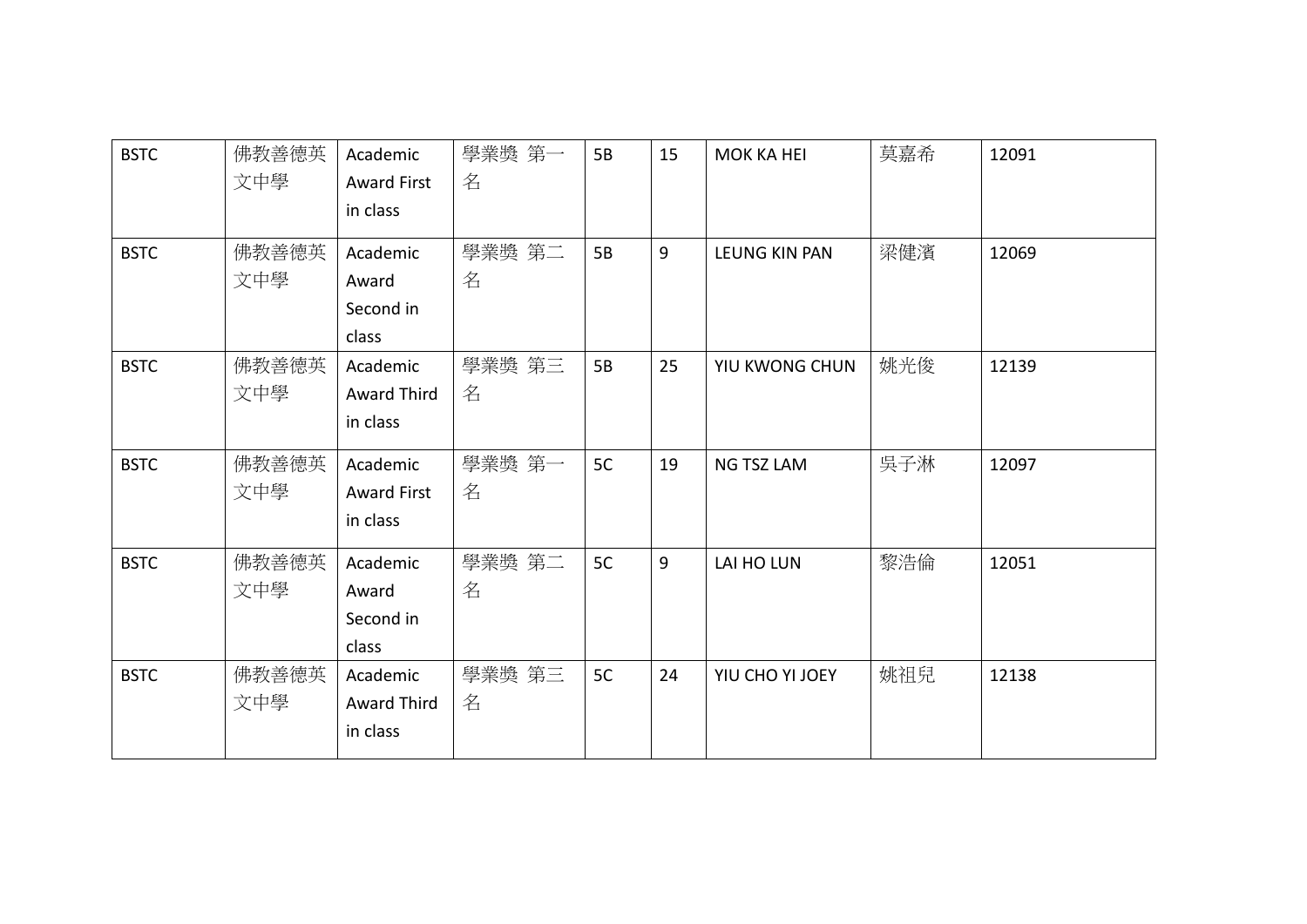| BSTC | 佛教善德英文中學 | Academic Award First in class | 學業獎 第一名 | 5B | 15 | MOK KA HEI | 莫嘉希 | 12091 |
|---|---|---|---|---|---|---|---|---|
| BSTC | 佛教善德英文中學 | Academic Award Second in class | 學業獎 第二名 | 5B | 9 | LEUNG KIN PAN | 梁健濱 | 12069 |
| BSTC | 佛教善德英文中學 | Academic Award Third in class | 學業獎 第三名 | 5B | 25 | YIU KWONG CHUN | 姚光俊 | 12139 |
| BSTC | 佛教善德英文中學 | Academic Award First in class | 學業獎 第一名 | 5C | 19 | NG TSZ LAM | 吳子淋 | 12097 |
| BSTC | 佛教善德英文中學 | Academic Award Second in class | 學業獎 第二名 | 5C | 9 | LAI HO LUN | 黎浩倫 | 12051 |
| BSTC | 佛教善德英文中學 | Academic Award Third in class | 學業獎 第三名 | 5C | 24 | YIU CHO YI JOEY | 姚祖兒 | 12138 |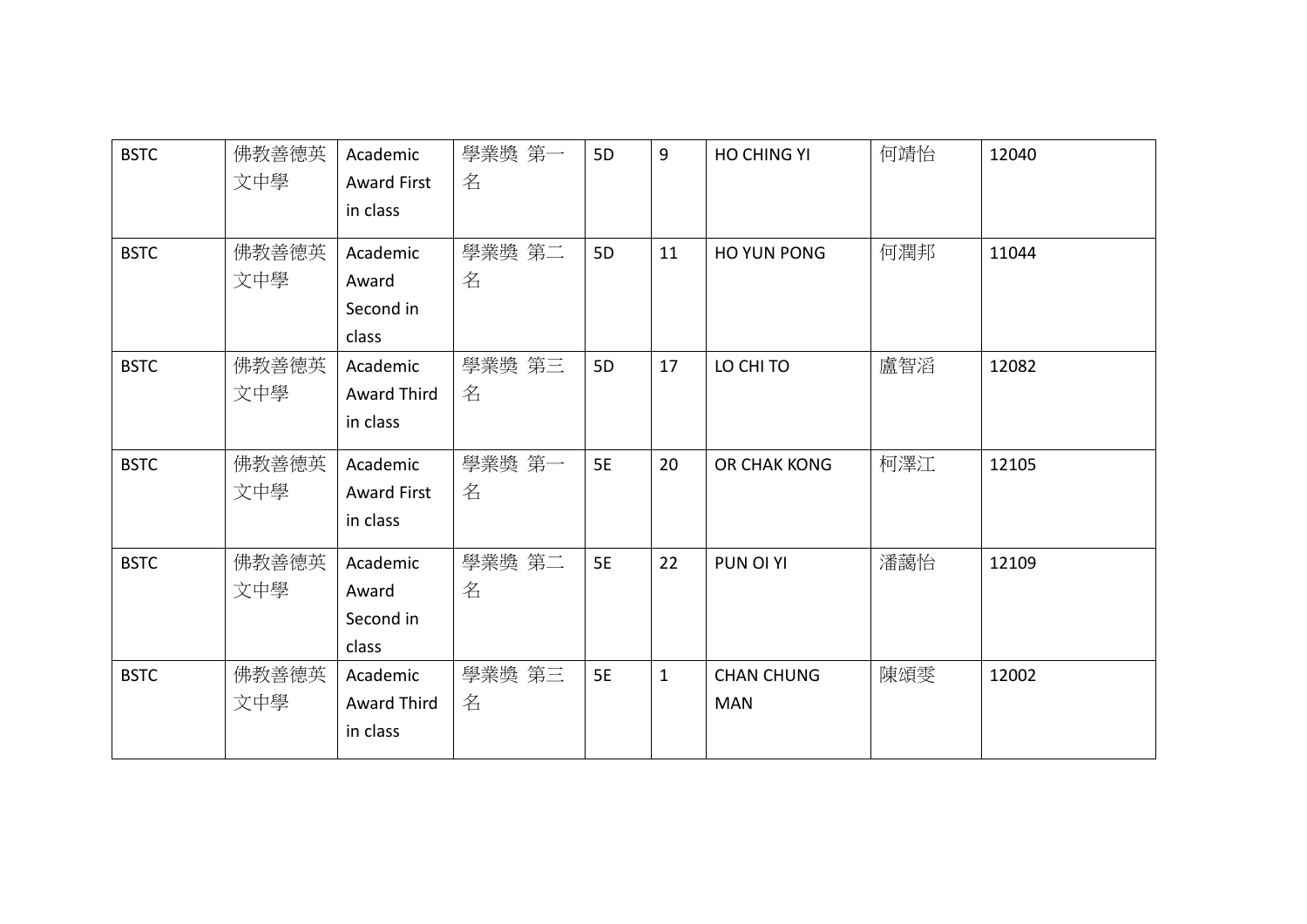| BSTC | 佛教善德英文中學 | Academic Award First in class | 學業獎 第一名 | 5D | 9 | HO CHING YI | 何靖怡 | 12040 |
|---|---|---|---|---|---|---|---|---|
| BSTC | 佛教善德英文中學 | Academic Award Second in class | 學業獎 第二名 | 5D | 11 | HO YUN PONG | 何潤邦 | 11044 |
| BSTC | 佛教善德英文中學 | Academic Award Third in class | 學業獎 第三名 | 5D | 17 | LO CHI TO | 盧智滔 | 12082 |
| BSTC | 佛教善德英文中學 | Academic Award First in class | 學業獎 第一名 | 5E | 20 | OR CHAK KONG | 柯澤江 | 12105 |
| BSTC | 佛教善德英文中學 | Academic Award Second in class | 學業獎 第二名 | 5E | 22 | PUN OI YI | 潘藹怡 | 12109 |
| BSTC | 佛教善德英文中學 | Academic Award Third in class | 學業獎 第三名 | 5E | 1 | CHAN CHUNG MAN | 陳頌雯 | 12002 |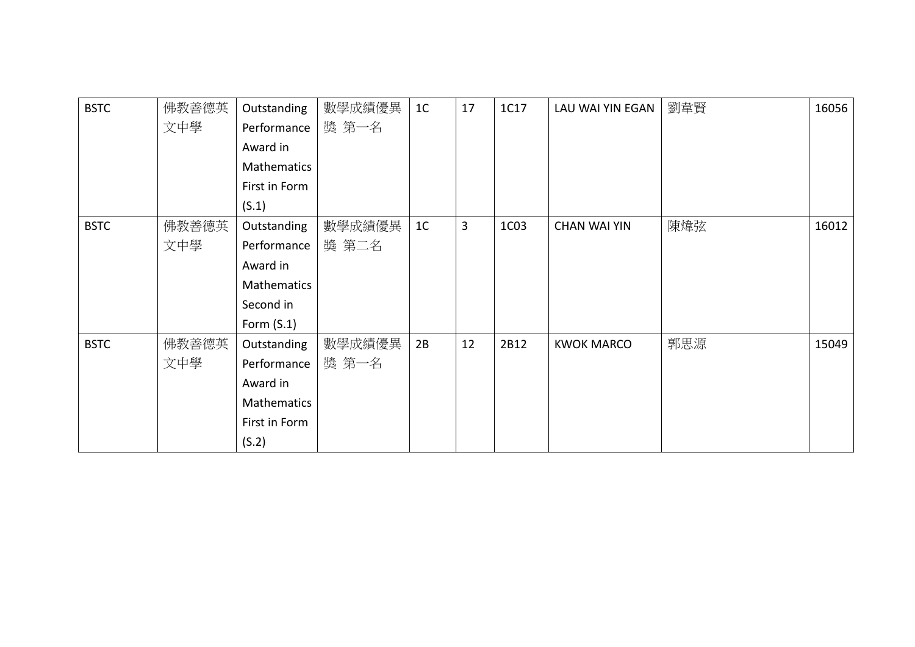| BSTC | 佛教善德英文中學 | Outstanding Performance Award in Mathematics First in Form (S.1) | 數學成績優異獎 第一名 | 1C | 17 | 1C17 | LAU WAI YIN EGAN | 劉韋賢 | 16056 |
| --- | --- | --- | --- | --- | --- | --- | --- | --- | --- |
| BSTC | 佛教善德英文中學 | Outstanding Performance Award in Mathematics Second in Form (S.1) | 數學成績優異獎 第二名 | 1C | 3 | 1C03 | CHAN WAI YIN | 陳煒弦 | 16012 |
| BSTC | 佛教善德英文中學 | Outstanding Performance Award in Mathematics First in Form (S.2) | 數學成績優異獎 第一名 | 2B | 12 | 2B12 | KWOK MARCO | 郭思源 | 15049 |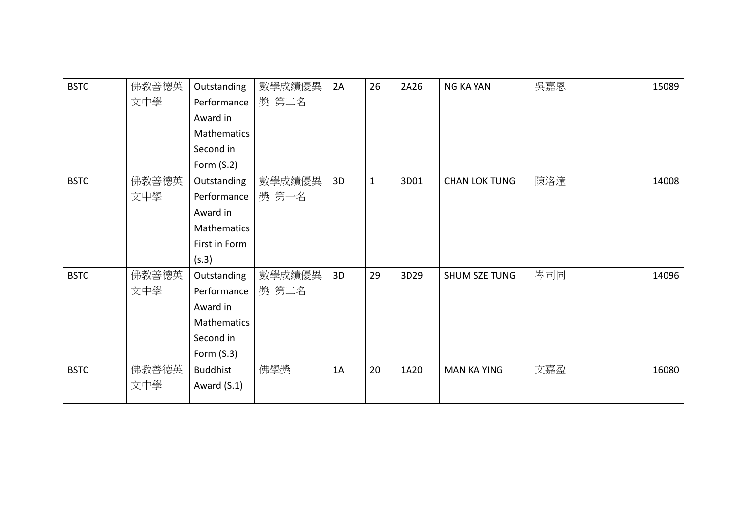| BSTC | 佛教善德英文中學 | Outstanding Performance Award in Mathematics Second in Form (S.2) | 數學成績優異獎 第二名 | 2A | 26 | 2A26 | NG KA YAN | 吳嘉恩 | 15089 |
|---|---|---|---|---|---|---|---|---|---|
| BSTC | 佛教善德英文中學 | Outstanding Performance Award in Mathematics First in Form (s.3) | 數學成績優異獎 第一名 | 3D | 1 | 3D01 | CHAN LOK TUNG | 陳洛潼 | 14008 |
| BSTC | 佛教善德英文中學 | Outstanding Performance Award in Mathematics Second in Form (S.3) | 數學成績優異獎 第二名 | 3D | 29 | 3D29 | SHUM SZE TUNG | 岑司同 | 14096 |
| BSTC | 佛教善德英文中學 | Buddhist Award (S.1) | 佛學獎 | 1A | 20 | 1A20 | MAN KA YING | 文嘉盈 | 16080 |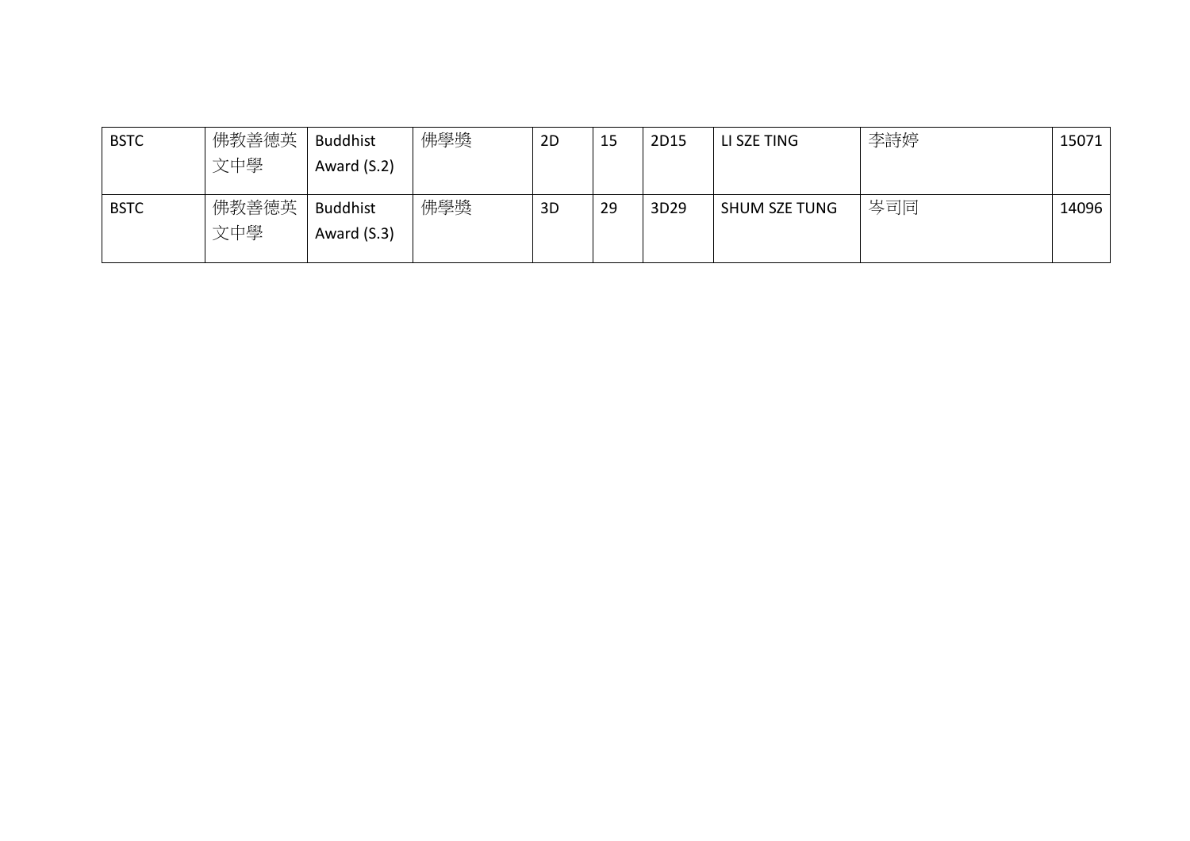| | | | | | | | | | |
|---|---|---|---|---|---|---|---|---|---|
| BSTC | 佛教善德英文中學 | Buddhist Award (S.2) | 佛學獎 | 2D | 15 | 2D15 | LI SZE TING | 李詩婷 | 15071 |
| BSTC | 佛教善德英文中學 | Buddhist Award (S.3) | 佛學獎 | 3D | 29 | 3D29 | SHUM SZE TUNG | 岑司同 | 14096 |